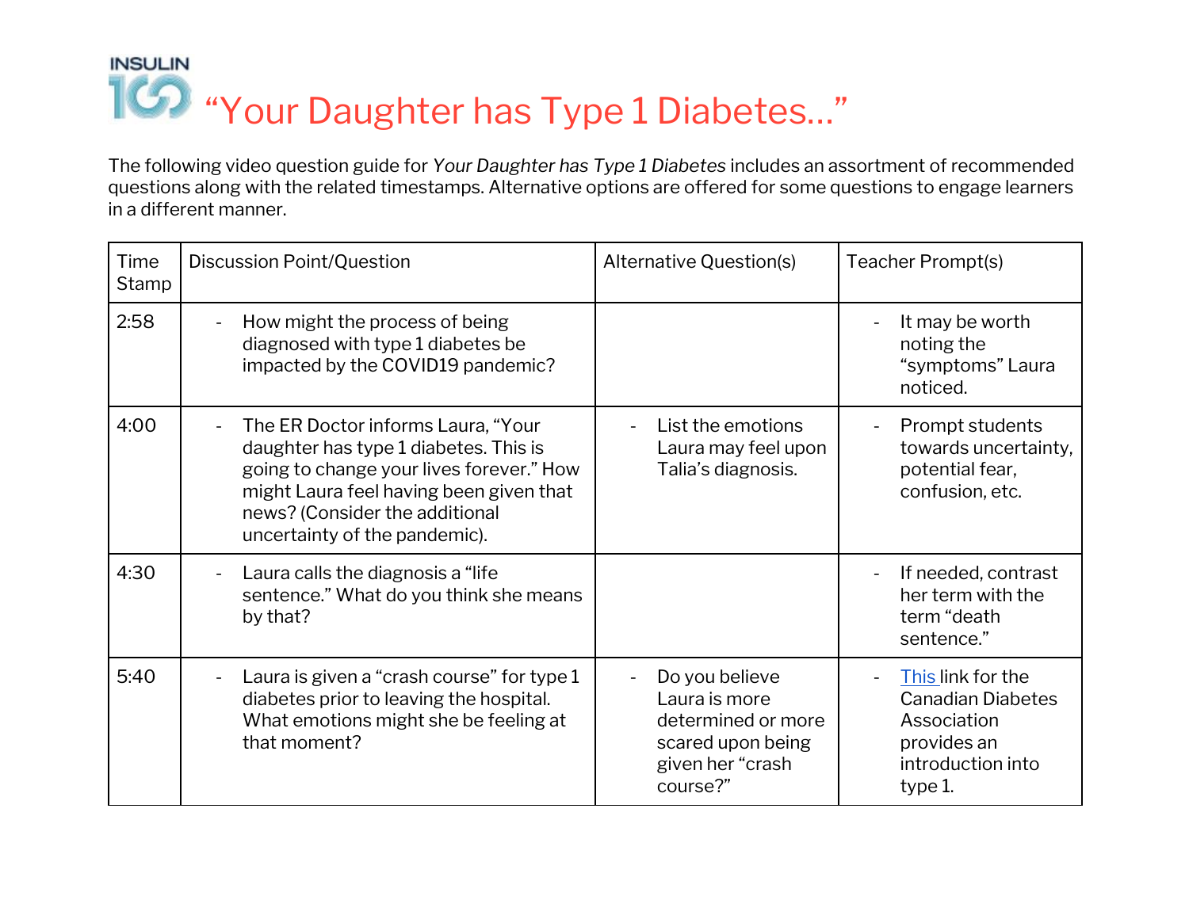# INSULIN 100 "Your Daughter has Type 1 Diabetes..."

The following video question guide for *Your Daughter has Type 1 Diabetes* includes an assortment of recommended questions along with the related timestamps. Alternative options are offered for some questions to engage learners in a different manner.

| Time Stamp | Discussion Point/Question | Alternative Question(s) | Teacher Prompt(s) |
|---|---|---|---|
| 2:58 | - How might the process of being diagnosed with type 1 diabetes be impacted by the COVID19 pandemic? | | - It may be worth noting the "symptoms" Laura noticed. |
| 4:00 | - The ER Doctor informs Laura, "Your daughter has type 1 diabetes. This is going to change your lives forever." How might Laura feel having been given that news? (Consider the additional uncertainty of the pandemic). | - List the emotions Laura may feel upon Talia's diagnosis. | - Prompt students towards uncertainty, potential fear, confusion, etc. |
| 4:30 | - Laura calls the diagnosis a "life sentence." What do you think she means by that? | | - If needed, contrast her term with the term "death sentence." |
| 5:40 | - Laura is given a "crash course" for type 1 diabetes prior to leaving the hospital. What emotions might she be feeling at that moment? | - Do you believe Laura is more determined or more scared upon being given her "crash course?" | - This link for the Canadian Diabetes Association provides an introduction into type 1. |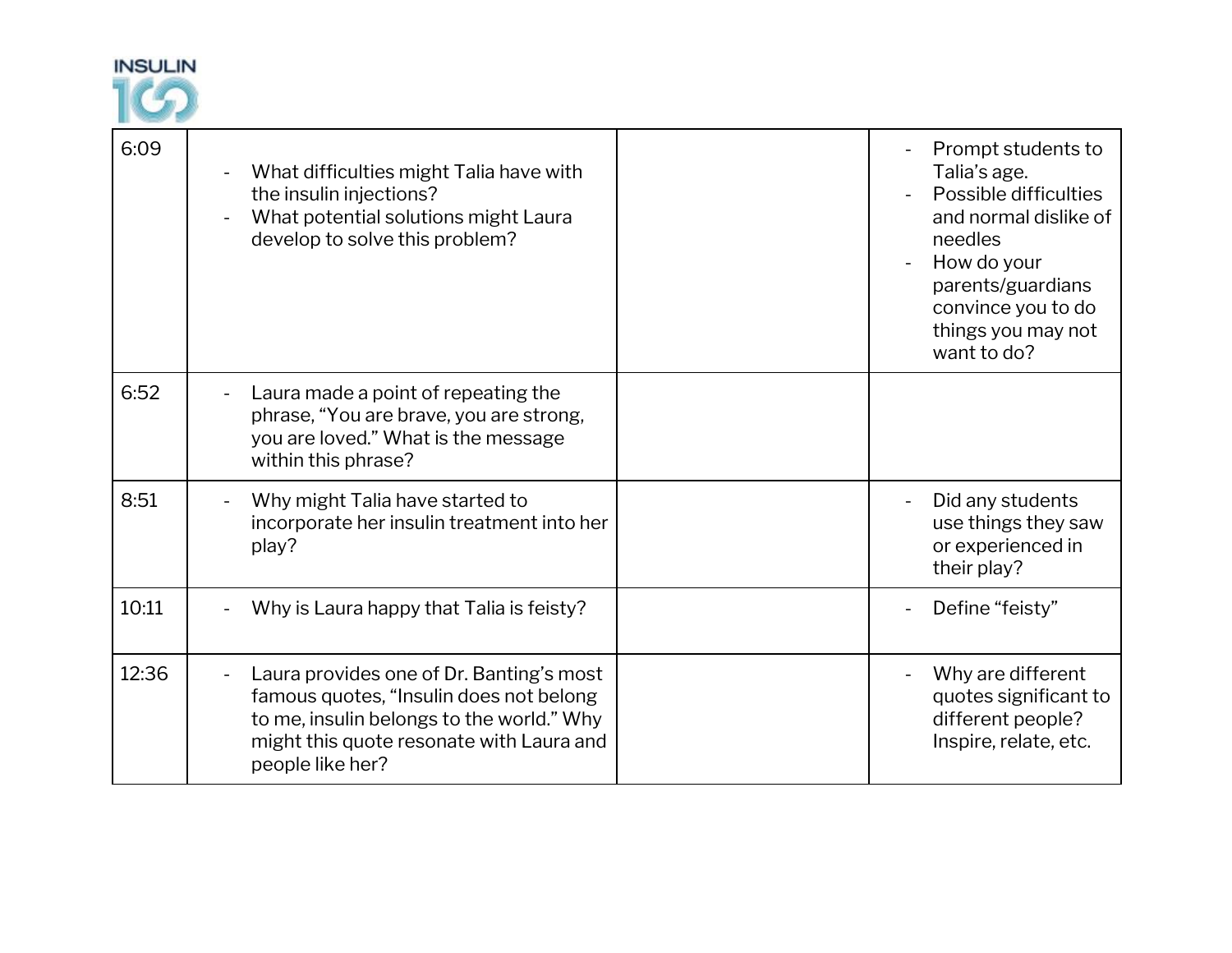| 6:09 | - What difficulties might Talia have with the insulin injections?<br>- What potential solutions might Laura develop to solve this problem? | | - Prompt students to Talia's age.<br>- Possible difficulties and normal dislike of needles<br>- How do your parents/guardians convince you to do things you may not want to do? |
|---|---|---|---|
| 6:52 | - Laura made a point of repeating the phrase, "You are brave, you are strong, you are loved." What is the message within this phrase? | | |
| 8:51 | - Why might Talia have started to incorporate her insulin treatment into her play? | | - Did any students use things they saw or experienced in their play? |
| 10:11 | - Why is Laura happy that Talia is feisty? | | - Define "feisty" |
| 12:36 | - Laura provides one of Dr. Banting's most famous quotes, "Insulin does not belong to me, insulin belongs to the world." Why might this quote resonate with Laura and people like her? | | - Why are different quotes significant to different people? Inspire, relate, etc. |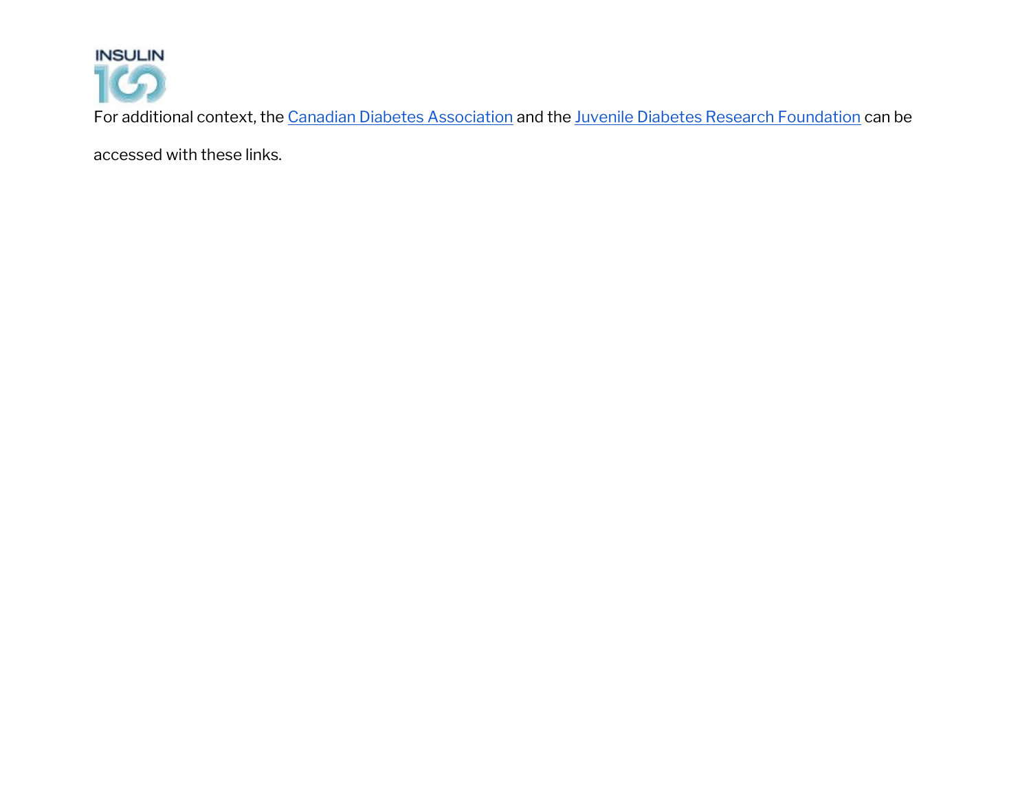For additional context, the Canadian Diabetes Association and the Juvenile Diabetes Research Foundation can be accessed with these links.